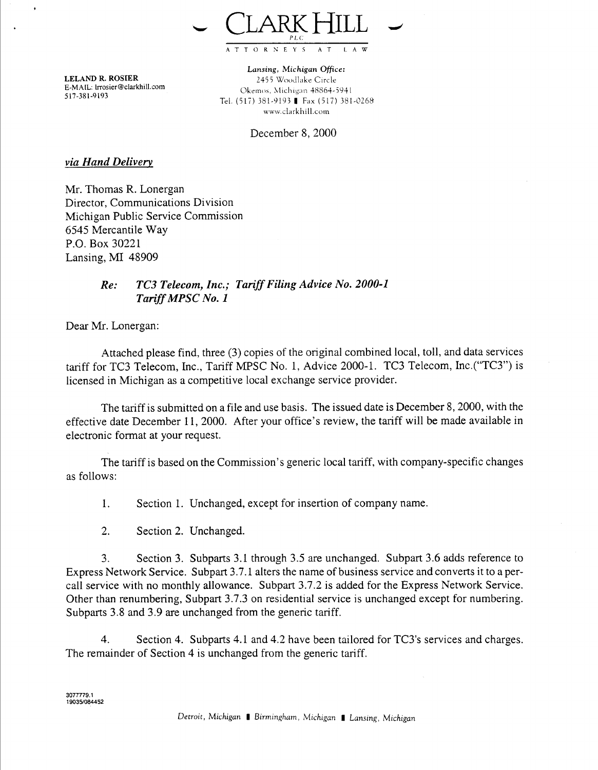# CLARK HILL

PLC

ATTORNEYS AT LAW

**LELAND R. ROSIER**
E-MAIL: lrrosier@clarkhill.com
517-381-9193

*Lansing, Michigan Office:*
2455 Woodlake Circle
Okemos, Michigan 48864-5941
Tel. (517) 381-9193 | Fax (517) 381-0268
www.clarkhill.com

December 8, 2000

***via Hand Delivery***

Mr. Thomas R. Lonergan
Director, Communications Division
Michigan Public Service Commission
6545 Mercantile Way
P.O. Box 30221
Lansing, MI 48909

> ***Re:*** ***TC3 Telecom, Inc.; Tariff Filing Advice No. 2000-1***
> ***Tariff MPSC No. 1***

Dear Mr. Lonergan:

Attached please find, three (3) copies of the original combined local, toll, and data services tariff for TC3 Telecom, Inc., Tariff MPSC No. 1, Advice 2000-1. TC3 Telecom, Inc.("TC3") is licensed in Michigan as a competitive local exchange service provider.

The tariff is submitted on a file and use basis. The issued date is December 8, 2000, with the effective date December 11, 2000. After your office's review, the tariff will be made available in electronic format at your request.

The tariff is based on the Commission's generic local tariff, with company-specific changes as follows:

1. Section 1. Unchanged, except for insertion of company name.

2. Section 2. Unchanged.

3. Section 3. Subparts 3.1 through 3.5 are unchanged. Subpart 3.6 adds reference to Express Network Service. Subpart 3.7.1 alters the name of business service and converts it to a per-call service with no monthly allowance. Subpart 3.7.2 is added for the Express Network Service. Other than renumbering, Subpart 3.7.3 on residential service is unchanged except for numbering. Subparts 3.8 and 3.9 are unchanged from the generic tariff.

4. Section 4. Subparts 4.1 and 4.2 have been tailored for TC3's services and charges. The remainder of Section 4 is unchanged from the generic tariff.

3077779.1
19035/084452

*Detroit, Michigan | Birmingham, Michigan | Lansing, Michigan*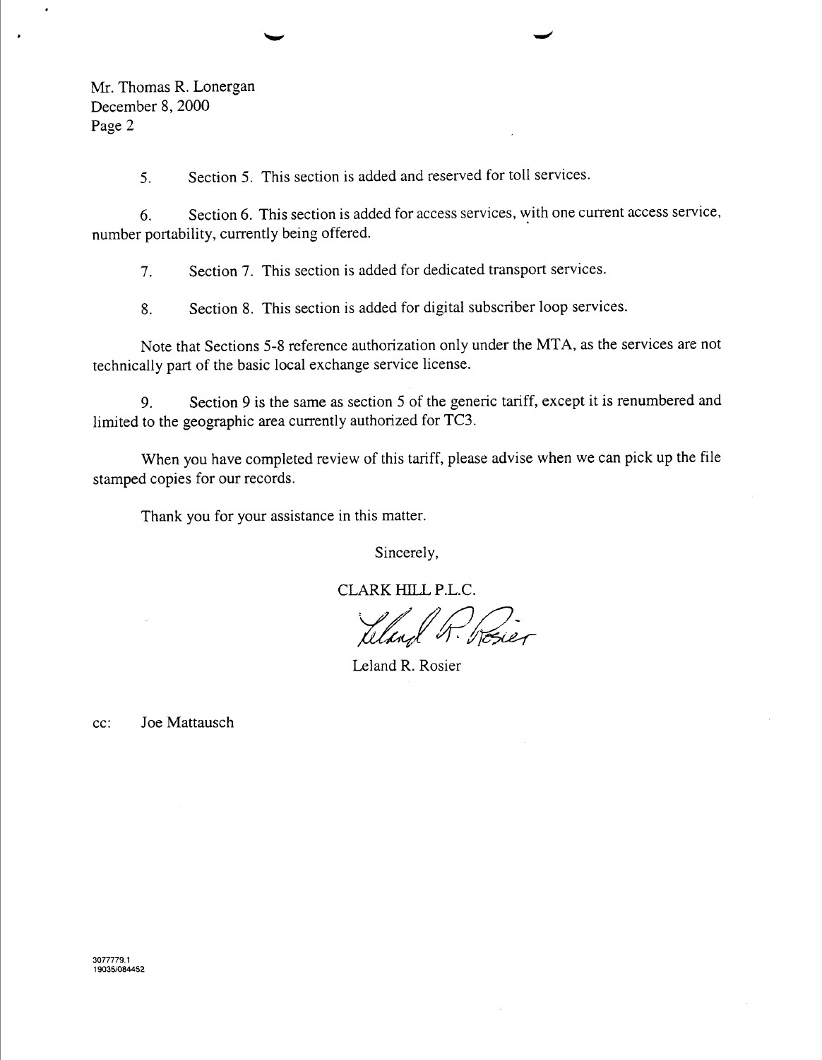Mr. Thomas R. Lonergan
December 8, 2000
Page 2

5. Section 5. This section is added and reserved for toll services.

6. Section 6. This section is added for access services, with one current access service, number portability, currently being offered.

7. Section 7. This section is added for dedicated transport services.

8. Section 8. This section is added for digital subscriber loop services.

Note that Sections 5-8 reference authorization only under the MTA, as the services are not technically part of the basic local exchange service license.

9. Section 9 is the same as section 5 of the generic tariff, except it is renumbered and limited to the geographic area currently authorized for TC3.

When you have completed review of this tariff, please advise when we can pick up the file stamped copies for our records.

Thank you for your assistance in this matter.

Sincerely,

CLARK HILL P.L.C.

Leland R. Rosier

Leland R. Rosier

cc: Joe Mattausch

3077779.1
19035/084452